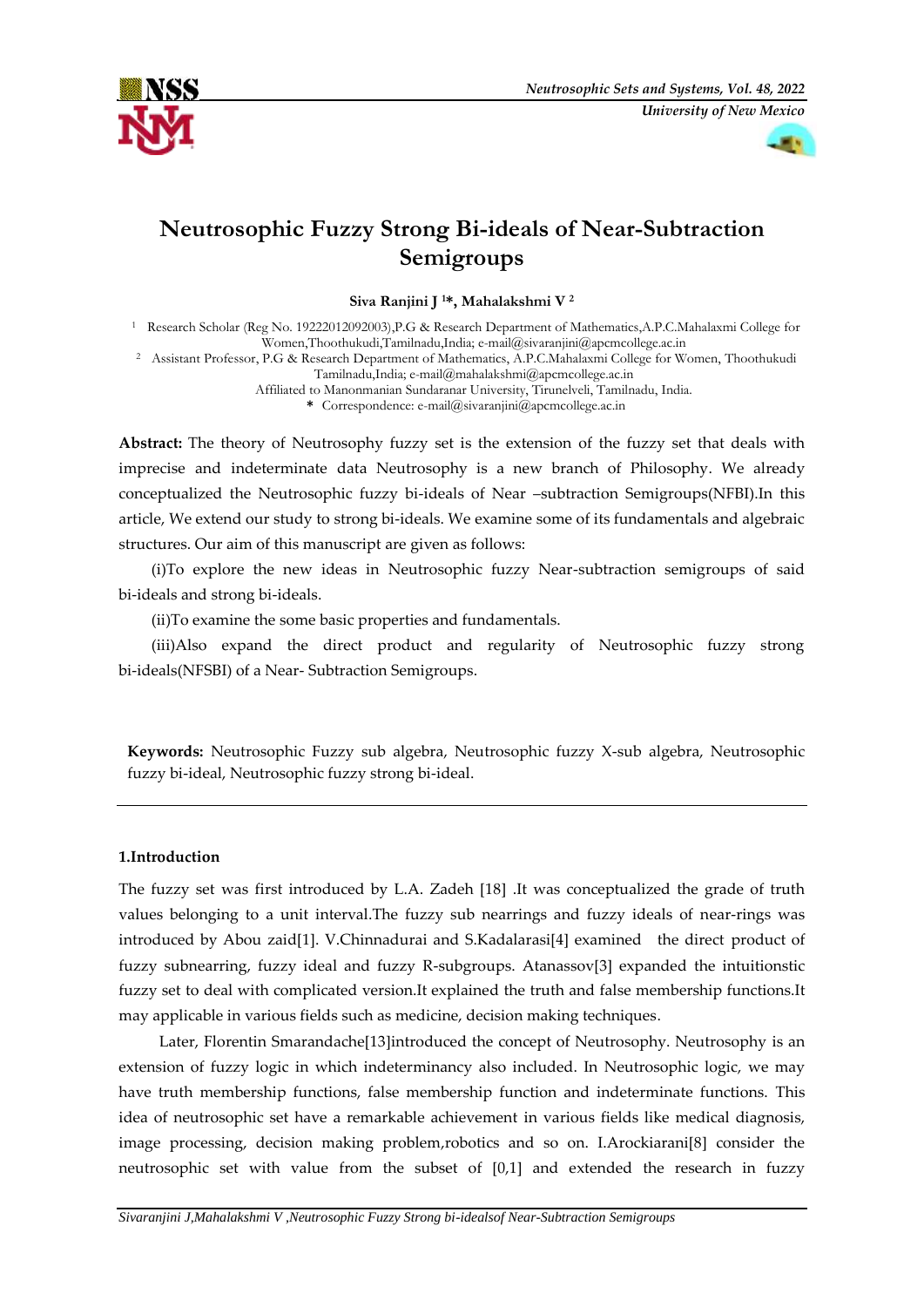# Neutrosophic Fuzzy Strong Bi-ideals of Near-Subtraction Semigroups

**Siva Ranjini J [1]*, Mahalakshmi V [2]**

[1] Research Scholar (Reg No. 19222012092003),P.G & Research Department of Mathematics,A.P.C.Mahalaxmi College for Women,Thoothukudi,Tamilnadu,India; e-mail@sivaranjini@apcmcollege.ac.in

[2] Assistant Professor, P.G & Research Department of Mathematics, A.P.C.Mahalaxmi College for Women, Thoothukudi Tamilnadu,India; e-mail@mahalakshmi@apcmcollege.ac.in

Affiliated to Manonmanian Sundaranar University, Tirunelveli, Tamilnadu, India.

* Correspondence: e-mail@sivaranjini@apcmcollege.ac.in

**Abstract:** The theory of Neutrosophy fuzzy set is the extension of the fuzzy set that deals with imprecise and indeterminate data Neutrosophy is a new branch of Philosophy. We already conceptualized the Neutrosophic fuzzy bi-ideals of Near –subtraction Semigroups(NFBI).In this article, We extend our study to strong bi-ideals. We examine some of its fundamentals and algebraic structures. Our aim of this manuscript are given as follows:

(i)To explore the new ideas in Neutrosophic fuzzy Near-subtraction semigroups of said bi-ideals and strong bi-ideals.

(ii)To examine the some basic properties and fundamentals.

(iii)Also expand the direct product and regularity of Neutrosophic fuzzy strong bi-ideals(NFSBI) of a Near- Subtraction Semigroups.

**Keywords:** Neutrosophic Fuzzy sub algebra, Neutrosophic fuzzy X-sub algebra, Neutrosophic fuzzy bi-ideal, Neutrosophic fuzzy strong bi-ideal.

---

## 1.Introduction

The fuzzy set was first introduced by L.A. Zadeh [18] .It was conceptualized the grade of truth values belonging to a unit interval.The fuzzy sub nearrings and fuzzy ideals of near-rings was introduced by Abou zaid[1]. V.Chinnadurai and S.Kadalarasi[4] examined the direct product of fuzzy subnearring, fuzzy ideal and fuzzy R-subgroups. Atanassov[3] expanded the intuitionstic fuzzy set to deal with complicated version.It explained the truth and false membership functions.It may applicable in various fields such as medicine, decision making techniques.

Later, Florentin Smarandache[13]introduced the concept of Neutrosophy. Neutrosophy is an extension of fuzzy logic in which indeterminancy also included. In Neutrosophic logic, we may have truth membership functions, false membership function and indeterminate functions. This idea of neutrosophic set have a remarkable achievement in various fields like medical diagnosis, image processing, decision making problem,robotics and so on. I.Arockiarani[8] consider the neutrosophic set with value from the subset of [0,1] and extended the research in fuzzy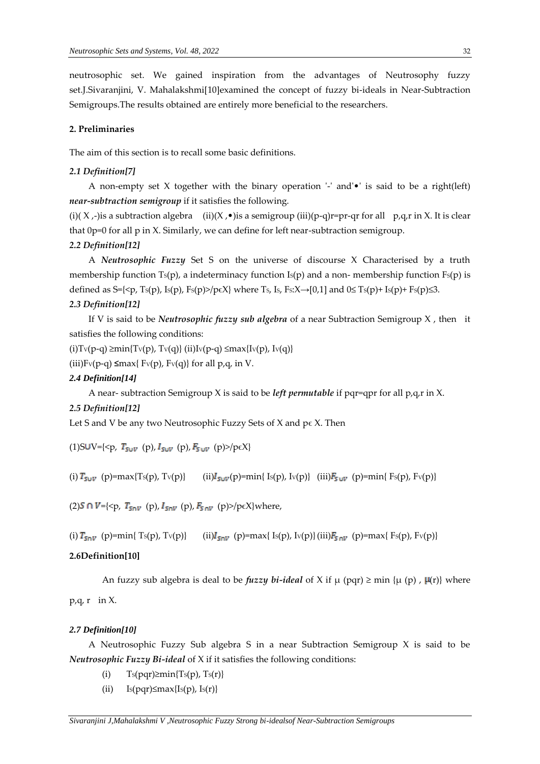neutrosophic set. We gained inspiration from the advantages of Neutrosophy fuzzy set.J.Sivaranjini, V. Mahalakshmi[10]examined the concept of fuzzy bi-ideals in Near-Subtraction Semigroups.The results obtained are entirely more beneficial to the researchers.

## 2. Preliminaries

The aim of this section is to recall some basic definitions.

### *2.1 Definition[7]*

A non-empty set X together with the binary operation '-' and'•' is said to be a right(left) ***near-subtraction semigroup*** if it satisfies the following.

(i)( X ,-)is a subtraction algebra (ii)(X ,•)is a semigroup (iii)$(p-q)r=pr-qr$ for all p,q,r in X. It is clear that $0p=0$ for all p in X. Similarly, we can define for left near-subtraction semigroup.

### *2.2 Definition[12]*

A ***Neutrosophic Fuzzy*** Set S on the universe of discourse X Characterised by a truth membership function $T_S(p)$, a indeterminacy function $I_S(p)$ and a non- membership function $F_S(p)$ is defined as $S=\{<p, T_S(p), I_S(p), F_S(p)>/p\epsilon X\}$ where $T_S, I_S, F_S:X\rightarrow[0,1]$ and $0\leq T_S(p)+ I_S(p)+ F_S(p)\leq 3$.

### *2.3 Definition[12]*

If V is said to be ***Neutrosophic fuzzy sub algebra*** of a near Subtraction Semigroup X , then it satisfies the following conditions:

(i)$T_V(p-q) \geq\min\{T_V(p), T_V(q)\}$ (ii)$I_V(p-q) \leq\max\{I_V(p), I_V(q)\}$

(iii)$F_V(p-q) \leq\max\{ F_V(p), F_V(q)\}$ for all p,q, in V.

### *2.4 Definition[14]*

A near- subtraction Semigroup X is said to be ***left permutable*** if $pqr=qpr$ for all p,q,r in X.

### *2.5 Definition[12]*

Let S and V be any two Neutrosophic Fuzzy Sets of X and $p\epsilon$ X. Then

(1)$S\cup V=\{<p, T_{S\cup V}(p), I_{S\cup V}(p), F_{S\cup V}(p)>/p\epsilon X\}$

(i) $T_{S\cup V}(p)=\max\{T_S(p), T_V(p)\}$ (ii)$I_{S\cup V}(p)=\min\{ I_S(p), I_V(p)\}$ (iii)$F_{S\cup V}(p)=\min\{ F_S(p), F_V(p)\}$

(2)$S\cap V=\{<p, T_{S\cap V}(p), I_{S\cap V}(p), F_{S\cap V}(p)>/p\epsilon X\}$where,

(i) $T_{S\cap V}(p)=\min\{ T_S(p), T_V(p)\}$ (ii)$I_{S\cap V}(p)=\max\{ I_S(p), I_V(p)\}$ (iii)$F_{S\cap V}(p)=\max\{ F_S(p), F_V(p)\}$

### 2.6Definition[10]

An fuzzy sub algebra is deal to be ***fuzzy bi-ideal*** of X if $\mu(pqr) \geq \min\{\mu(p), \mu(r)\}$ where p,q, r in X.

### *2.7 Definition[10]*

A Neutrosophic Fuzzy Sub algebra S in a near Subtraction Semigroup X is said to be ***Neutrosophic Fuzzy Bi-ideal*** of X if it satisfies the following conditions:

(i) $T_S(pqr)\geq\min\{T_S(p), T_S(r)\}$

(ii) $I_S(pqr)\leq\max\{I_S(p), I_S(r)\}$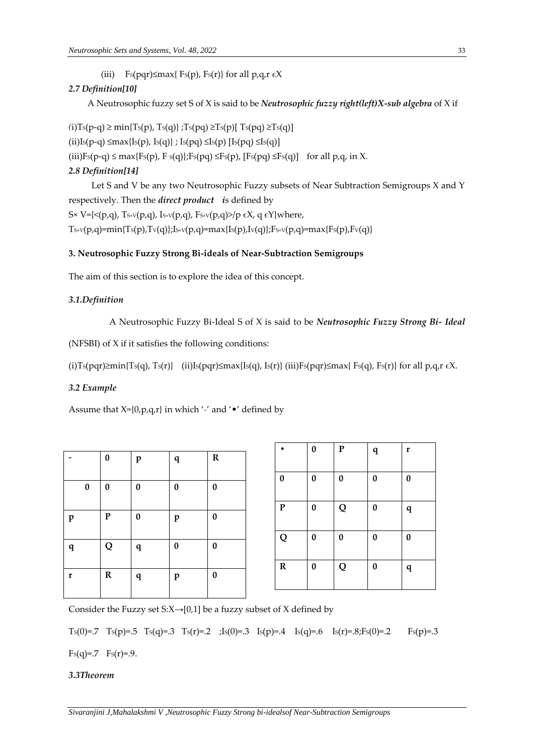(iii) $F_S(pqr) \leq \max\{F_S(p), F_S(r)\}$ for all $p,q,r \in X$

### *2.7 Definition[10]*

A Neutrosophic fuzzy set S of X is said to be ***Neutrosophic fuzzy right(left)X-sub algebra*** of X if

(i)$T_S(p-q) \geq \min\{T_S(p), T_S(q)\}$ ;$T_S(pq) \geq T_S(p)$[ $T_S(pq) \geq T_S(q)$]

(ii)$I_S(p-q) \leq \max\{I_S(p), I_S(q)\}$ ; $I_S(pq) \leq I_S(p)$ [$I_S(pq) \leq I_S(q)$]

(iii)$F_S(p-q) \leq \max\{F_S(p), F_S(q)\}$;$F_S(pq) \leq F_S(p)$, [$F_S(pq) \leq F_S(q)$] for all p,q, in X.

### *2.8 Definition[14]*

Let S and V be any two Neutrosophic Fuzzy subsets of Near Subtraction Semigroups X and Y respectively. Then the ***direct product*** is defined by

$S \times V = \{<(p,q), T_{S \times V}(p,q), I_{S \times V}(p,q), F_{S \times V}(p,q)> / p \in X, q \in Y\}$where,

$T_{S \times V}(p,q) = \min\{T_S(p), T_V(q)\}$;$I_{S \times V}(p,q) = \max\{I_S(p), I_V(q)\}$;$F_{S \times V}(p,q) = \max\{F_S(p), F_V(q)\}$

## 3. Neutrosophic Fuzzy Strong Bi-ideals of Near-Subtraction Semigroups

The aim of this section is to explore the idea of this concept.

### *3.1.Definition*

A Neutrosophic Fuzzy Bi-Ideal S of X is said to be ***Neutrosophic Fuzzy Strong Bi- Ideal*** (NFSBI) of X if it satisfies the following conditions:

(i)$T_S(pqr) \geq \min\{T_S(q), T_S(r)\}$ (ii)$I_S(pqr) \leq \max\{I_S(q), I_S(r)\}$ (iii)$F_S(pqr) \leq \max\{F_S(q), F_S(r)\}$ for all $p,q,r \in X$.

### *3.2 Example*

Assume that X={0,p,q,r} in which '-' and '•' defined by

| - | 0 | p | q | R |
|---|---|---|---|---|
| 0 | 0 | 0 | 0 | 0 |
| p | P | 0 | p | 0 |
| q | Q | q | 0 | 0 |
| r | R | q | p | 0 |

| • | 0 | P | q | r |
|---|---|---|---|---|
| 0 | 0 | 0 | 0 | 0 |
| P | 0 | Q | 0 | q |
| Q | 0 | 0 | 0 | 0 |
| R | 0 | Q | 0 | q |

Consider the Fuzzy set $S: X \rightarrow [0,1]$ be a fuzzy subset of X defined by

$T_S(0)=.7$ $T_S(p)=.5$ $T_S(q)=.3$ $T_S(r)=.2$ ;$I_S(0)=.3$ $I_S(p)=.4$ $I_S(q)=.6$ $I_S(r)=.8$;$F_S(0)=.2$ $F_S(p)=.3$ $F_S(q)=.7$ $F_S(r)=.9$.

### *3.3Theorem*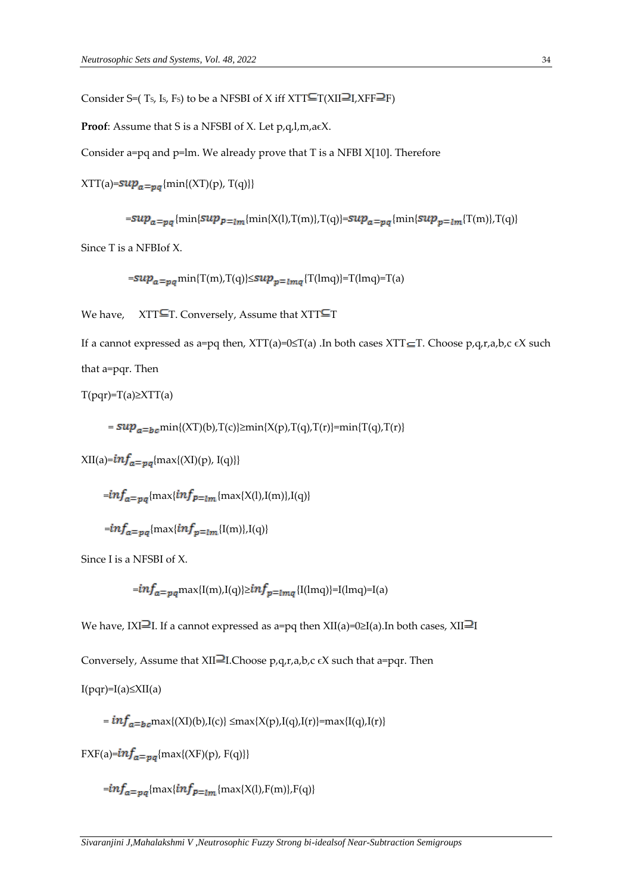Consider S=( $T_S$, $I_S$, $F_S$) to be a NFSBI of X iff XTT⊆T(XII⊇I,XFF⊇F)

**Proof**: Assume that S is a NFSBI of X. Let p,q,l,m,aϵX.

Consider a=pq and p=lm. We already prove that T is a NFBI X[10]. Therefore

$XTT(a)=sup_{a=pq}\{\min\{(XT)(p), T(q)\}\}$

$$=sup_{a=pq}\{\min\{sup_{p=lm}\{\min\{X(l),T(m)\},T(q)\}=sup_{a=pq}\{\min\{sup_{p=lm}\{T(m)\},T(q)\}$$

Since T is a NFBIof X.

$$=sup_{a=pq}\min\{T(m),T(q)\}\leq sup_{p=lmq}\{T(lmq)\}=T(lmq)=T(a)$$

We have, XTT⊆T. Conversely, Assume that XTT⊆T

If a cannot expressed as a=pq then, XTT(a)=0≤T(a) .In both cases XTT⊆T. Choose p,q,r,a,b,c ϵX such that a=pqr. Then

T(pqr)=T(a)≥XTT(a)

$$= sup_{a=bc}\min\{(XT)(b),T(c)\}\geq\min\{X(p),T(q),T(r)\}=\min\{T(q),T(r)\}$$

$XII(a)=inf_{a=pq}\{\max\{(XI)(p), I(q)\}\}$

$$=inf_{a=pq}\{\max\{inf_{p=lm}\{\max\{X(l),I(m)\},I(q)\}$$

$$=inf_{a=pq}\{\max\{inf_{p=lm}\{I(m)\},I(q)\}$$

Since I is a NFSBI of X.

$$=inf_{a=pq}\max\{I(m),I(q)\}\geq inf_{p=lmq}\{I(lmq)\}=I(lmq)=I(a)$$

We have, IXI⊇I. If a cannot expressed as a=pq then XII(a)=0≥I(a).In both cases, XII⊇I

Conversely, Assume that XII⊇I.Choose p,q,r,a,b,c ϵX such that a=pqr. Then

I(pqr)=I(a)≤XII(a)

$$= inf_{a=bc}\max\{(XI)(b),I(c)\} \leq\max\{X(p),I(q),I(r)\}=\max\{I(q),I(r)\}$$

$FXF(a)=inf_{a=pq}\{\max\{(XF)(p), F(q)\}\}$

$$=inf_{a=pq}\{\max\{inf_{p=lm}\{\max\{X(l),F(m)\},F(q)\}$$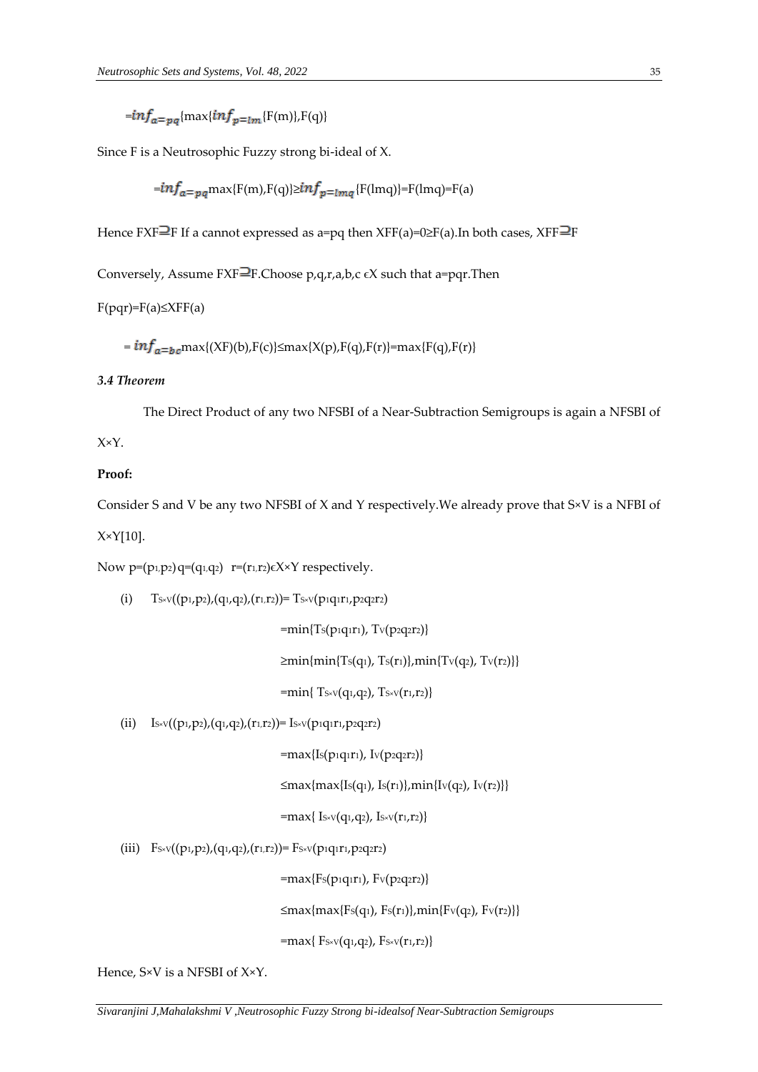$=inf_{a=pq}\{\max\{inf_{p=lm}\{F(m)\},F(q)\}$

Since F is a Neutrosophic Fuzzy strong bi-ideal of X.

$=inf_{a=pq}\max\{F(m),F(q)\}\geq inf_{p=lmq}\{F(lmq)\}=F(lmq)=F(a)$

Hence FXF⊒F If a cannot expressed as a=pq then XFF(a)=0≥F(a).In both cases, XFF⊒F

Conversely, Assume FXF⊒F.Choose p,q,r,a,b,c ϵX such that a=pqr.Then

$F(pqr)=F(a)\leq XFF(a)$

$= inf_{a=bc}\max\{(XF)(b),F(c)\}\leq \max\{X(p),F(q),F(r)\}=\max\{F(q),F(r)\}$

***3.4 Theorem***

The Direct Product of any two NFSBI of a Near-Subtraction Semigroups is again a NFSBI of X×Y.

**Proof:**

Consider S and V be any two NFSBI of X and Y respectively.We already prove that S×V is a NFBI of X×Y[10].

Now $p=(p_1,p_2)$ $q=(q_1,q_2)$ $r=(r_1,r_2)\epsilon X\times Y$ respectively.

(i) $T_{S\times V}((p_1,p_2),(q_1,q_2),(r_1,r_2))= T_{S\times V}(p_1q_1r_1,p_2q_2r_2)$

$=\min\{T_S(p_1q_1r_1), T_V(p_2q_2r_2)\}$

$\geq\min\{\min\{T_S(q_1), T_S(r_1)\},\min\{T_V(q_2), T_V(r_2)\}\}$

$=\min\{ T_{S\times V}(q_1,q_2), T_{S\times V}(r_1,r_2)\}$

(ii) $I_{S\times V}((p_1,p_2),(q_1,q_2),(r_1,r_2))= I_{S\times V}(p_1q_1r_1,p_2q_2r_2)$

$=\max\{I_S(p_1q_1r_1), I_V(p_2q_2r_2)\}$

$\leq\max\{\max\{I_S(q_1), I_S(r_1)\},\min\{I_V(q_2), I_V(r_2)\}\}$

$=\max\{ I_{S\times V}(q_1,q_2), I_{S\times V}(r_1,r_2)\}$

(iii) $F_{S\times V}((p_1,p_2),(q_1,q_2),(r_1,r_2))= F_{S\times V}(p_1q_1r_1,p_2q_2r_2)$

$=\max\{F_S(p_1q_1r_1), F_V(p_2q_2r_2)\}$

$\leq\max\{\max\{F_S(q_1), F_S(r_1)\},\min\{F_V(q_2), F_V(r_2)\}\}$

$=\max\{ F_{S\times V}(q_1,q_2), F_{S\times V}(r_1,r_2)\}$

Hence, S×V is a NFSBI of X×Y.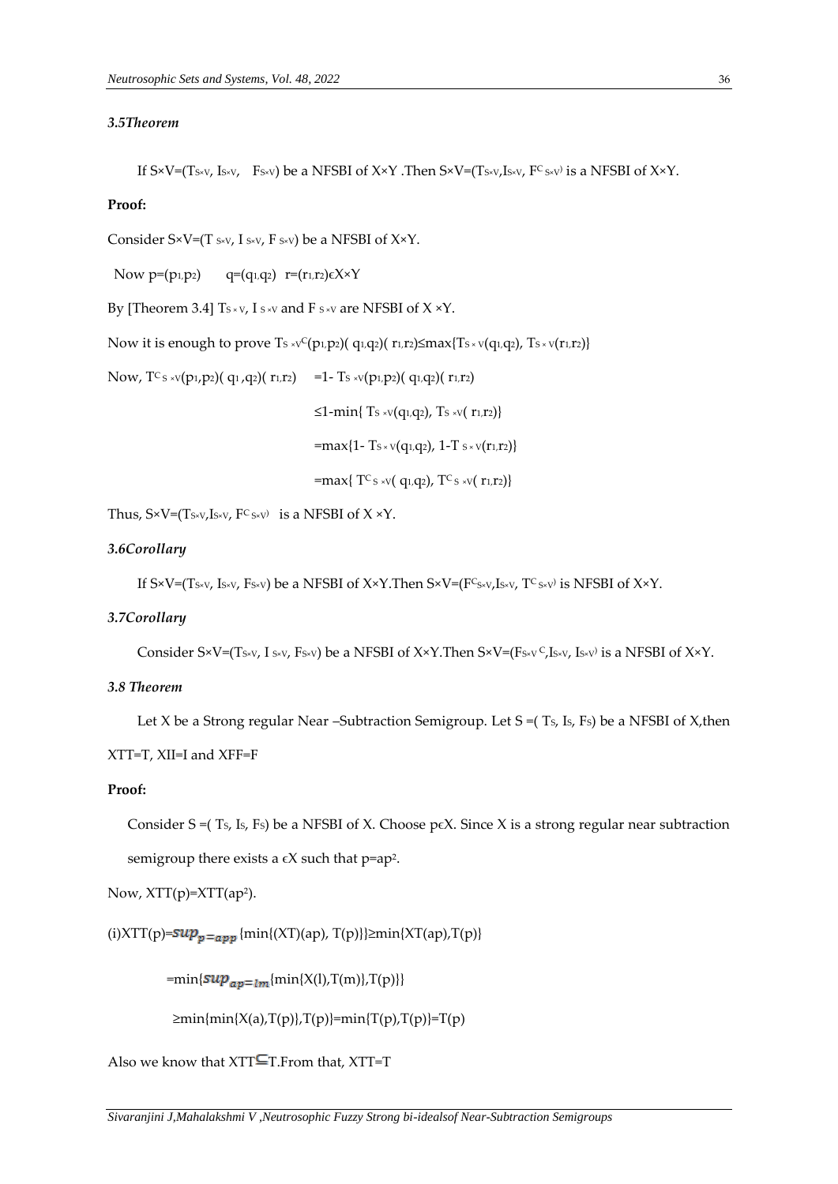*3.5Theorem*

If $S\times V=(T_{S\times V}, I_{S\times V}, F_{S\times V})$ be a NFSBI of $X\times Y$ .Then $S\times V=(T_{S\times V}, I_{S\times V}, F^{C}_{S\times V})$ is a NFSBI of $X\times Y$.

**Proof:**

Consider $S\times V=(T_{S\times V}, I_{S\times V}, F_{S\times V})$ be a NFSBI of $X\times Y$.

Now $p=(p_1,p_2)$ $q=(q_1,q_2)$ $r=(r_1,r_2)\epsilon X\times Y$

By [Theorem 3.4] $T_{S\times V}$, $I_{S\times V}$ and $F_{S\times V}$ are NFSBI of $X\times Y$.

Now it is enough to prove $T_{S\times V}{}^{C}(p_1,p_2)(q_1,q_2)(r_1,r_2)\leq\max\{T_{S\times V}(q_1,q_2), T_{S\times V}(r_1,r_2)\}$

Now, $T^{C}_{S\times V}(p_1,p_2)(q_1,q_2)(r_1,r_2) = 1- T_{S\times V}(p_1,p_2)(q_1,q_2)(r_1,r_2)$

$\leq 1-\min\{T_{S\times V}(q_1,q_2), T_{S\times V}(r_1,r_2)\}$

$=\max\{1- T_{S\times V}(q_1,q_2), 1-T_{S\times V}(r_1,r_2)\}$

$=\max\{T^{C}_{S\times V}(q_1,q_2), T^{C}_{S\times V}(r_1,r_2)\}$

Thus, $S\times V=(T_{S\times V}, I_{S\times V}, F^{C}_{S\times V})$ is a NFSBI of $X\times Y$.

*3.6Corollary*

If $S\times V=(T_{S\times V}, I_{S\times V}, F_{S\times V})$ be a NFSBI of $X\times Y$.Then $S\times V=(F^{C}_{S\times V}, I_{S\times V}, T^{C}_{S\times V})$ is NFSBI of $X\times Y$.

*3.7Corollary*

Consider $S\times V=(T_{S\times V}, I_{S\times V}, F_{S\times V})$ be a NFSBI of $X\times Y$.Then $S\times V=(F_{S\times V}{}^{C}, I_{S\times V}, I_{S\times V})$ is a NFSBI of $X\times Y$.

*3.8 Theorem*

Let X be a Strong regular Near –Subtraction Semigroup. Let $S =(T_S, I_S, F_S)$ be a NFSBI of X,then XTT=T, XII=I and XFF=F

**Proof:**

Consider $S =(T_S, I_S, F_S)$ be a NFSBI of X. Choose $p\epsilon X$. Since X is a strong regular near subtraction semigroup there exists a $\epsilon X$ such that $p=ap^2$.

Now, $XTT(p)=XTT(ap^2)$.

(i)$XTT(p)=sup_{p=app}\{\min\{(XT)(ap), T(p)\}\}\geq\min\{XT(ap),T(p)\}$

$=\min\{sup_{ap=lm}\{\min\{X(l),T(m)\},T(p)\}\}$

$\geq\min\{\min\{X(a),T(p)\},T(p)\}=\min\{T(p),T(p)\}=T(p)$

Also we know that $XTT\subseteq T$.From that, XTT=T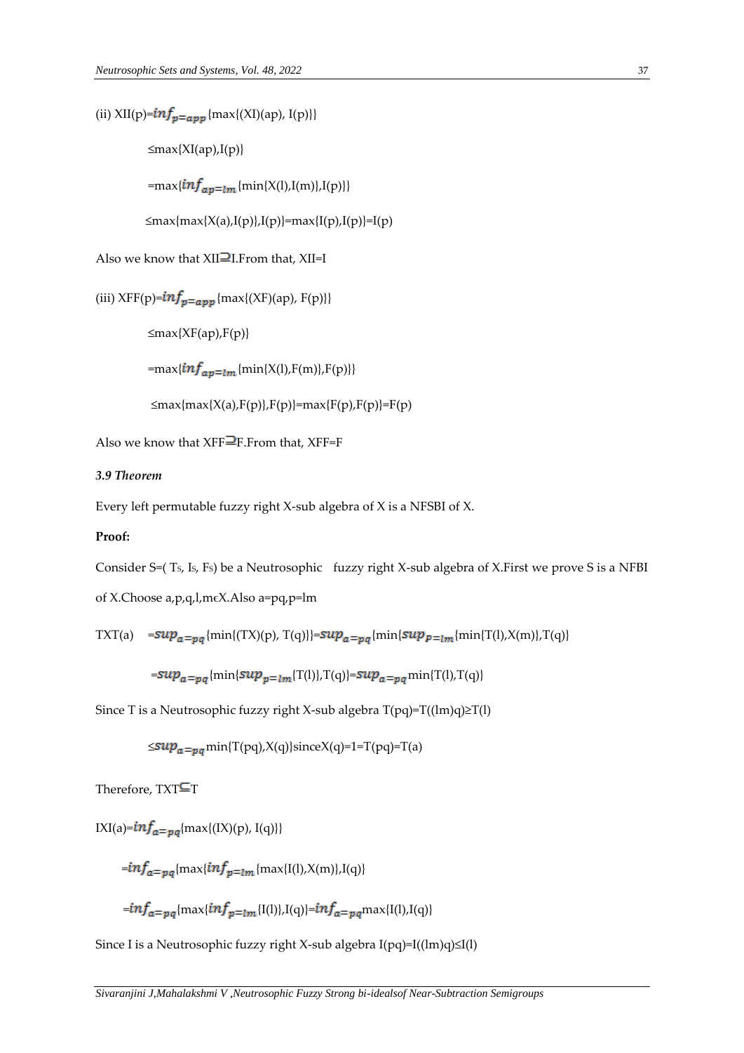(ii) $XII(p)=inf_{p=app}\{\max\{(XI)(ap), I(p)\}\}$

$\leq \max\{XI(ap),I(p)\}$

$=\max\{inf_{ap=lm}\{\min\{X(l),I(m)\},I(p)\}\}$

$\leq \max\{\max\{X(a),I(p)\},I(p)\}=\max\{I(p),I(p)\}=I(p)$

Also we know that $XII \supseteq I$. From that, $XII=I$

(iii) $XFF(p)=inf_{p=app}\{\max\{(XF)(ap), F(p)\}\}$

$\leq \max\{XF(ap),F(p)\}$

$=\max\{inf_{ap=lm}\{\min\{X(l),F(m)\},F(p)\}\}$

$\leq \max\{\max\{X(a),F(p)\},F(p)\}=\max\{F(p),F(p)\}=F(p)$

Also we know that $XFF \supseteq F$. From that, $XFF=F$

### *3.9 Theorem*

Every left permutable fuzzy right X-sub algebra of X is a NFSBI of X.

**Proof:**

Consider $S=(T_S, I_S, F_S)$ be a Neutrosophic fuzzy right X-sub algebra of X. First we prove S is a NFBI of X. Choose $a,p,q,l,m \in X$. Also $a=pq$, $p=lm$

$TXT(a) \quad =sup_{a=pq}\{\min\{(TX)(p), T(q)\}\}=sup_{a=pq}\{\min\{sup_{p=lm}\{\min\{T(l),X(m)\},T(q)\}$

$=sup_{a=pq}\{\min\{sup_{p=lm}\{T(l)\},T(q)\}=sup_{a=pq}\min\{T(l),T(q)\}$

Since T is a Neutrosophic fuzzy right X-sub algebra $T(pq)=T((lm)q)\geq T(l)$

$\leq sup_{a=pq}\min\{T(pq),X(q)\}$ since $X(q)=1=T(pq)=T(a)$

Therefore, $TXT \subseteq T$

$IXI(a)=inf_{a=pq}\{\max\{(IX)(p), I(q)\}\}$

$=inf_{a=pq}\{\max\{inf_{p=lm}\{\max\{I(l),X(m)\},I(q)\}$

$=inf_{a=pq}\{\max\{inf_{p=lm}\{I(l)\},I(q)\}=inf_{a=pq}\max\{I(l),I(q)\}$

Since I is a Neutrosophic fuzzy right X-sub algebra $I(pq)=I((lm)q)\leq I(l)$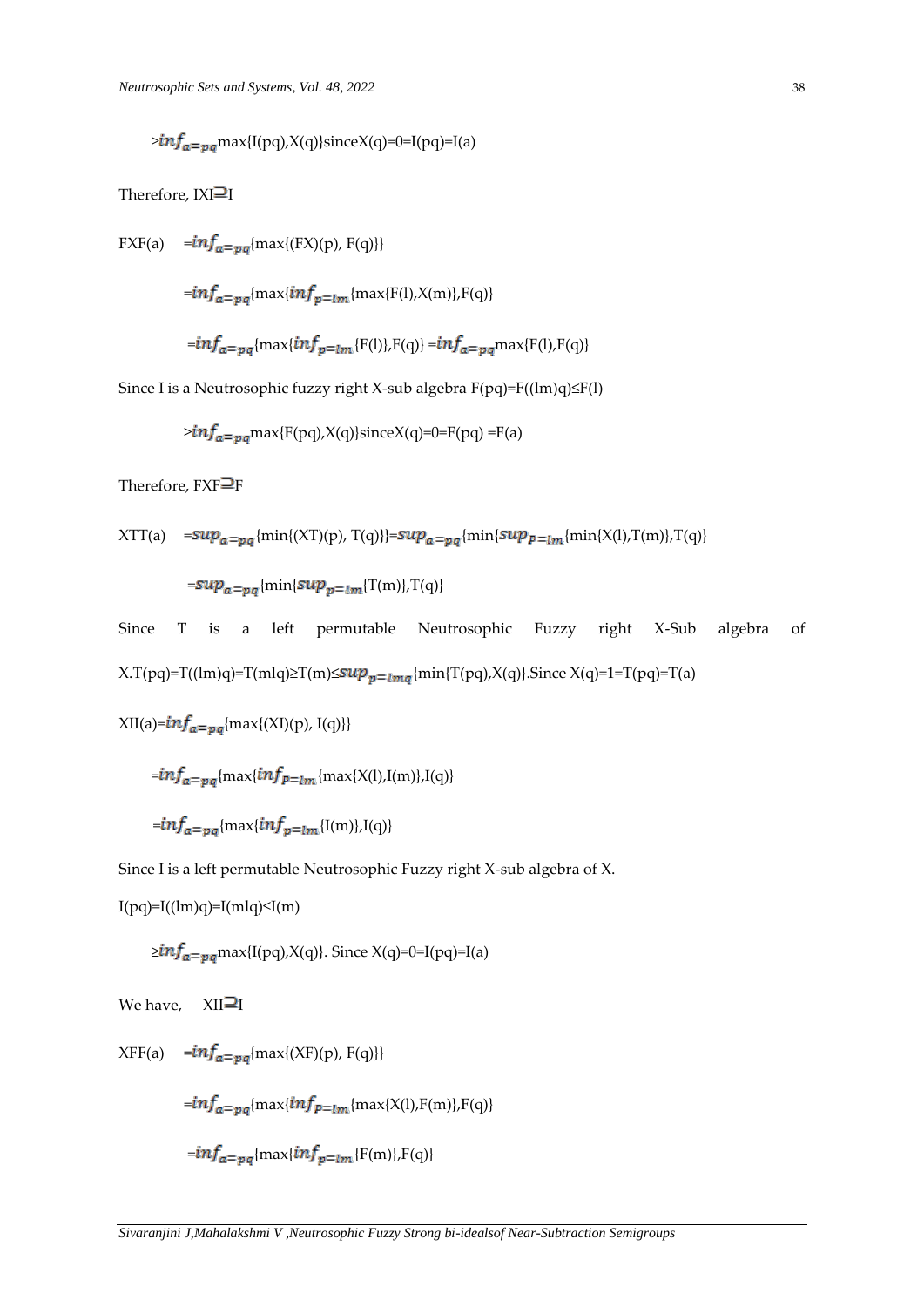$\geq inf_{a=pq}\max\{I(pq),X(q)\}$ since $X(q)=0=I(pq)=I(a)$

Therefore, $IXI \supseteq I$

$FXF(a) \quad = inf_{a=pq}\{\max\{(FX)(p), F(q)\}\}$

$= inf_{a=pq}\{\max\{inf_{p=lm}\{\max\{F(l),X(m)\},F(q)\}$

$= inf_{a=pq}\{\max\{inf_{p=lm}\{F(l)\},F(q)\} = inf_{a=pq}\max\{F(l),F(q)\}$

Since I is a Neutrosophic fuzzy right X-sub algebra $F(pq)=F((lm)q)\leq F(l)$

$\geq inf_{a=pq}\max\{F(pq),X(q)\}$ since $X(q)=0=F(pq) =F(a)$

Therefore, $FXF \supseteq F$

$XTT(a) \quad = sup_{a=pq}\{\min\{(XT)(p), T(q)\}\} = sup_{a=pq}\{\min\{sup_{p=lm}\{\min\{X(l),T(m)\},T(q)\}$

$= sup_{a=pq}\{\min\{sup_{p=lm}\{T(m)\},T(q)\}$

Since T is a left permutable Neutrosophic Fuzzy right X-Sub algebra of X. $T(pq)=T((lm)q)=T(mlq)\geq T(m)\leq sup_{p=lmq}\{\min\{T(pq),X(q)\}$. Since $X(q)=1=T(pq)=T(a)$

$XII(a) = inf_{a=pq}\{\max\{(XI)(p), I(q)\}\}$

$= inf_{a=pq}\{\max\{inf_{p=lm}\{\max\{X(l),I(m)\},I(q)\}$

$= inf_{a=pq}\{\max\{inf_{p=lm}\{I(m)\},I(q)\}$

Since I is a left permutable Neutrosophic Fuzzy right X-sub algebra of X.

$I(pq)=I((lm)q)=I(mlq)\leq I(m)$

$\geq inf_{a=pq}\max\{I(pq),X(q)\}$. Since $X(q)=0=I(pq)=I(a)$

We have, $XII \supseteq I$

$XFF(a) \quad = inf_{a=pq}\{\max\{(XF)(p), F(q)\}\}$

$= inf_{a=pq}\{\max\{inf_{p=lm}\{\max\{X(l),F(m)\},F(q)\}$

$= inf_{a=pq}\{\max\{inf_{p=lm}\{F(m)\},F(q)\}$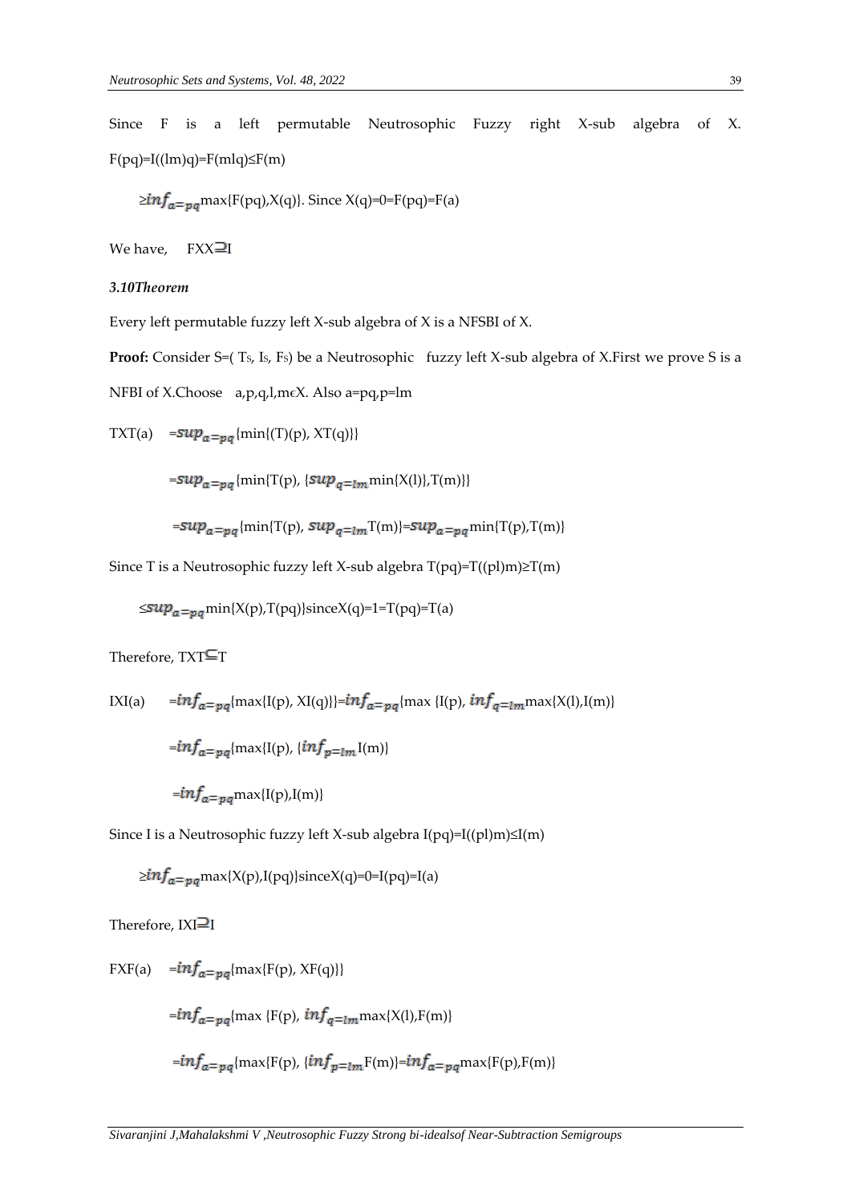Since F is a left permutable Neutrosophic Fuzzy right X-sub algebra of X. $F(pq)=I((lm)q)=F(mlq)\leq F(m)$

$\geq inf_{a=pq}\max\{F(pq),X(q)\}$. Since $X(q)=0=F(pq)=F(a)$

We have, $FXX\supseteq I$

### *3.10Theorem*

Every left permutable fuzzy left X-sub algebra of X is a NFSBI of X.

**Proof:** Consider $S=(T_S, I_S, F_S)$ be a Neutrosophic fuzzy left X-sub algebra of X.First we prove S is a NFBI of X.Choose $a,p,q,l,m\epsilon X$. Also $a=pq,p=lm$

$TXT(a) = sup_{a=pq}\{\min\{(T)(p), XT(q)\}\}$

$= sup_{a=pq}\{\min\{T(p), \{sup_{q=lm}\min\{X(l)\},T(m)\}\}$

$= sup_{a=pq}\{\min\{T(p), sup_{q=lm}T(m)\}= sup_{a=pq}\min\{T(p),T(m)\}$

Since T is a Neutrosophic fuzzy left X-sub algebra $T(pq)=T((pl)m)\geq T(m)$

$\leq sup_{a=pq}\min\{X(p),T(pq)\}$ since $X(q)=1=T(pq)=T(a)$

Therefore, $TXT\subseteq T$

$IXI(a) = inf_{a=pq}\{\max\{I(p), XI(q)\}\}= inf_{a=pq}\{\max\{I(p), inf_{q=lm}\max\{X(l),I(m)\}$

$= inf_{a=pq}\{\max\{I(p), \{inf_{p=lm} I(m)\}$

$= inf_{a=pq}\max\{I(p),I(m)\}$

Since I is a Neutrosophic fuzzy left X-sub algebra $I(pq)=I((pl)m)\leq I(m)$

$\geq inf_{a=pq}\max\{X(p),I(pq)\}$ since $X(q)=0=I(pq)=I(a)$

Therefore, $IXI\supseteq I$

$FXF(a) = inf_{a=pq}\{\max\{F(p), XF(q)\}\}$

$= inf_{a=pq}\{\max\{F(p), inf_{q=lm}\max\{X(l),F(m)\}$

$= inf_{a=pq}\{\max\{F(p), \{inf_{p=lm} F(m)\}= inf_{a=pq}\max\{F(p),F(m)\}$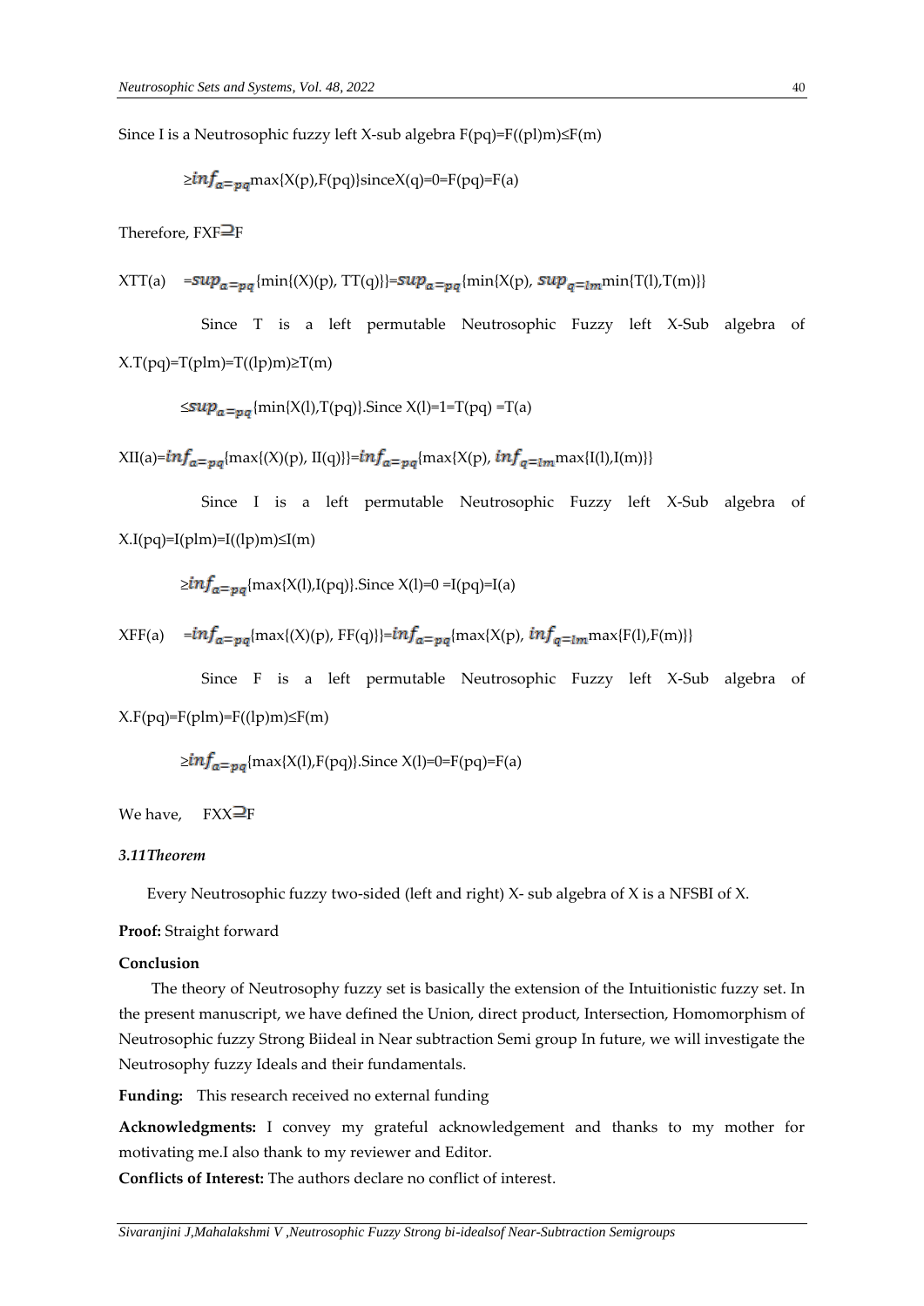Since I is a Neutrosophic fuzzy left X-sub algebra F(pq)=F((pl)m)≤F(m)

$\geq inf_{a=pq}$max{X(p),F(pq)}sinceX(q)=0=F(pq)=F(a)

Therefore, FXF⊇F

XTT(a) $=sup_{a=pq}$ {min{(X)(p), TT(q)}}$=sup_{a=pq}$ {min{X(p), $sup_{q=lm}$min{T(l),T(m)}}

Since T is a left permutable Neutrosophic Fuzzy left X-Sub algebra of X.T(pq)=T(plm)=T((lp)m)≥T(m)

$\leq sup_{a=pq}$ {min{X(l),T(pq)}.Since X(l)=1=T(pq) =T(a)

XII(a)$=inf_{a=pq}$ {max{(X)(p), II(q)}}$=inf_{a=pq}$ {max{X(p), $inf_{q=lm}$max{I(l),I(m)}}

Since I is a left permutable Neutrosophic Fuzzy left X-Sub algebra of X.I(pq)=I(plm)=I((lp)m)≤I(m)

$\geq inf_{a=pq}$ {max{X(l),I(pq)}.Since X(l)=0 =I(pq)=I(a)

XFF(a) $=inf_{a=pq}$ {max{(X)(p), FF(q)}}$=inf_{a=pq}$ {max{X(p), $inf_{q=lm}$max{F(l),F(m)}}

Since F is a left permutable Neutrosophic Fuzzy left X-Sub algebra of X.F(pq)=F(plm)=F((lp)m)≤F(m)

$\geq inf_{a=pq}$ {max{X(l),F(pq)}.Since X(l)=0=F(pq)=F(a)

We have, FXX⊇F

***3.11Theorem***

Every Neutrosophic fuzzy two-sided (left and right) X- sub algebra of X is a NFSBI of X.

**Proof:** Straight forward

**Conclusion**

The theory of Neutrosophy fuzzy set is basically the extension of the Intuitionistic fuzzy set. In the present manuscript, we have defined the Union, direct product, Intersection, Homomorphism of Neutrosophic fuzzy Strong Biideal in Near subtraction Semi group In future, we will investigate the Neutrosophy fuzzy Ideals and their fundamentals.

**Funding:** This research received no external funding

**Acknowledgments:** I convey my grateful acknowledgement and thanks to my mother for motivating me.I also thank to my reviewer and Editor.

**Conflicts of Interest:** The authors declare no conflict of interest.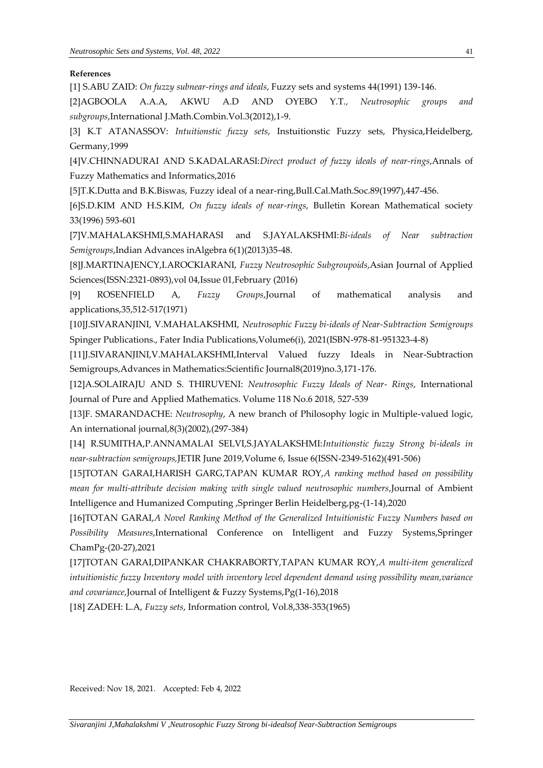**References**

[1] S.ABU ZAID: *On fuzzy subnear-rings and ideals*, Fuzzy sets and systems 44(1991) 139-146.

[2]AGBOOLA A.A.A, AKWU A.D AND OYEBO Y.T., *Neutrosophic groups and subgroups*,International J.Math.Combin.Vol.3(2012),1-9.

[3] K.T ATANASSOV: *Intuitionstic fuzzy sets*, Instuitionstic Fuzzy sets, Physica,Heidelberg, Germany,1999

[4]V.CHINNADURAI AND S.KADALARASI:*Direct product of fuzzy ideals of near-rings*,Annals of Fuzzy Mathematics and Informatics,2016

[5]T.K.Dutta and B.K.Biswas, Fuzzy ideal of a near-ring,Bull.Cal.Math.Soc.89(1997),447-456.

[6]S.D.KIM AND H.S.KIM, *On fuzzy ideals of near-rings*, Bulletin Korean Mathematical society 33(1996) 593-601

[7]V.MAHALAKSHMI,S.MAHARASI and S.JAYALAKSHMI:*Bi-ideals of Near subtraction Semigroups*,Indian Advances inAlgebra 6(1)(2013)35-48.

[8]J.MARTINAJENCY,I.AROCKIARANI, *Fuzzy Neutrosophic Subgroupoids*,Asian Journal of Applied Sciences(ISSN:2321-0893),vol 04,Issue 01,February (2016)

[9] ROSENFIELD A, *Fuzzy Groups*,Journal of mathematical analysis and applications,35,512-517(1971)

[10]J.SIVARANJINI, V.MAHALAKSHMI, *Neutrosophic Fuzzy bi-ideals of Near-Subtraction Semigroups* Spinger Publications., Fater India Publications,Volume6(i), 2021(ISBN-978-81-951323-4-8)

[11]J.SIVARANJINI,V.MAHALAKSHMI,Interval Valued fuzzy Ideals in Near-Subtraction Semigroups,Advances in Mathematics:Scientific Journal8(2019)no.3,171-176.

[12]A.SOLAIRAJU AND S. THIRUVENI: *Neutrosophic Fuzzy Ideals of Near- Rings*, International Journal of Pure and Applied Mathematics. Volume 118 No.6 2018, 527-539

[13]F. SMARANDACHE: *Neutrosophy*, A new branch of Philosophy logic in Multiple-valued logic, An international journal,8(3)(2002),(297-384)

[14] R.SUMITHA,P.ANNAMALAI SELVI,S.JAYALAKSHMI:*Intuitionstic fuzzy Strong bi-ideals in near-subtraction semigroups,*JETIR June 2019,Volume 6, Issue 6(ISSN-2349-5162)(491-506)

[15]TOTAN GARAI,HARISH GARG,TAPAN KUMAR ROY,*A ranking method based on possibility mean for multi-attribute decision making with single valued neutrosophic numbers*,Journal of Ambient Intelligence and Humanized Computing ,Springer Berlin Heidelberg,pg-(1-14),2020

[16]TOTAN GARAI,*A Novel Ranking Method of the Generalized Intuitionistic Fuzzy Numbers based on Possibility Measures*,International Conference on Intelligent and Fuzzy Systems,Springer ChamPg-(20-27),2021

[17]TOTAN GARAI,DIPANKAR CHAKRABORTY,TAPAN KUMAR ROY,*A multi-item generalized intuitionistic fuzzy Inventory model with inventory level dependent demand using possibility mean,variance and covariance*,Journal of Intelligent & Fuzzy Systems,Pg(1-16),2018

[18] ZADEH: L.A, *Fuzzy sets*, Information control, Vol.8,338-353(1965)

Received: Nov 18, 2021. Accepted: Feb 4, 2022